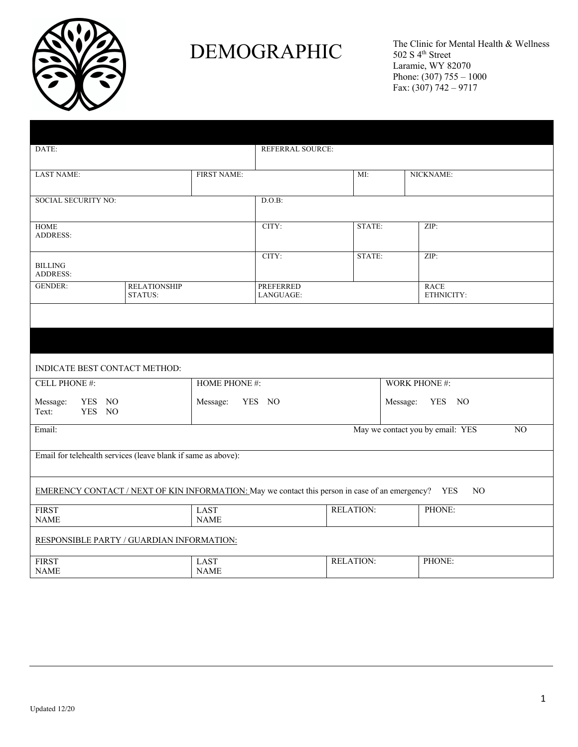# DEMOGRAPHIC

The Clinic for Mental Health & Wellness
502 S 4th Street
Laramie, WY 82070
Phone: (307) 755 – 1000
Fax: (307) 742 – 9717

| DATE: | | | REFERRAL SOURCE: | | |
|---|---|---|---|---|---|
| LAST NAME: | FIRST NAME: | | MI: | NICKNAME: | |
| SOCIAL SECURITY NO: | | | D.O.B: | | |
| HOME ADDRESS: | | | CITY: | STATE: | ZIP: |
| BILLING ADDRESS: | | | CITY: | STATE: | ZIP: |
| GENDER: | RELATIONSHIP STATUS: | | PREFERRED LANGUAGE: | | RACE ETHNICITY: |

| INDICATE BEST CONTACT METHOD: | | |
|---|---|---|
| CELL PHONE #: Message: YES NO Text: YES NO | HOME PHONE #: Message: YES NO | WORK PHONE #: Message: YES NO |
| Email: | May we contact you by email: YES NO | |
| Email for telehealth services (leave blank if same as above): | | |

EMERENCY CONTACT / NEXT OF KIN INFORMATION: May we contact this person in case of an emergency? YES NO

| FIRST NAME | LAST NAME | RELATION: | PHONE: |
|---|---|---|---|
| | | | |

RESPONSIBLE PARTY / GUARDIAN INFORMATION:

| FIRST NAME | LAST NAME | RELATION: | PHONE: |
|---|---|---|---|
| | | | |

Updated 12/20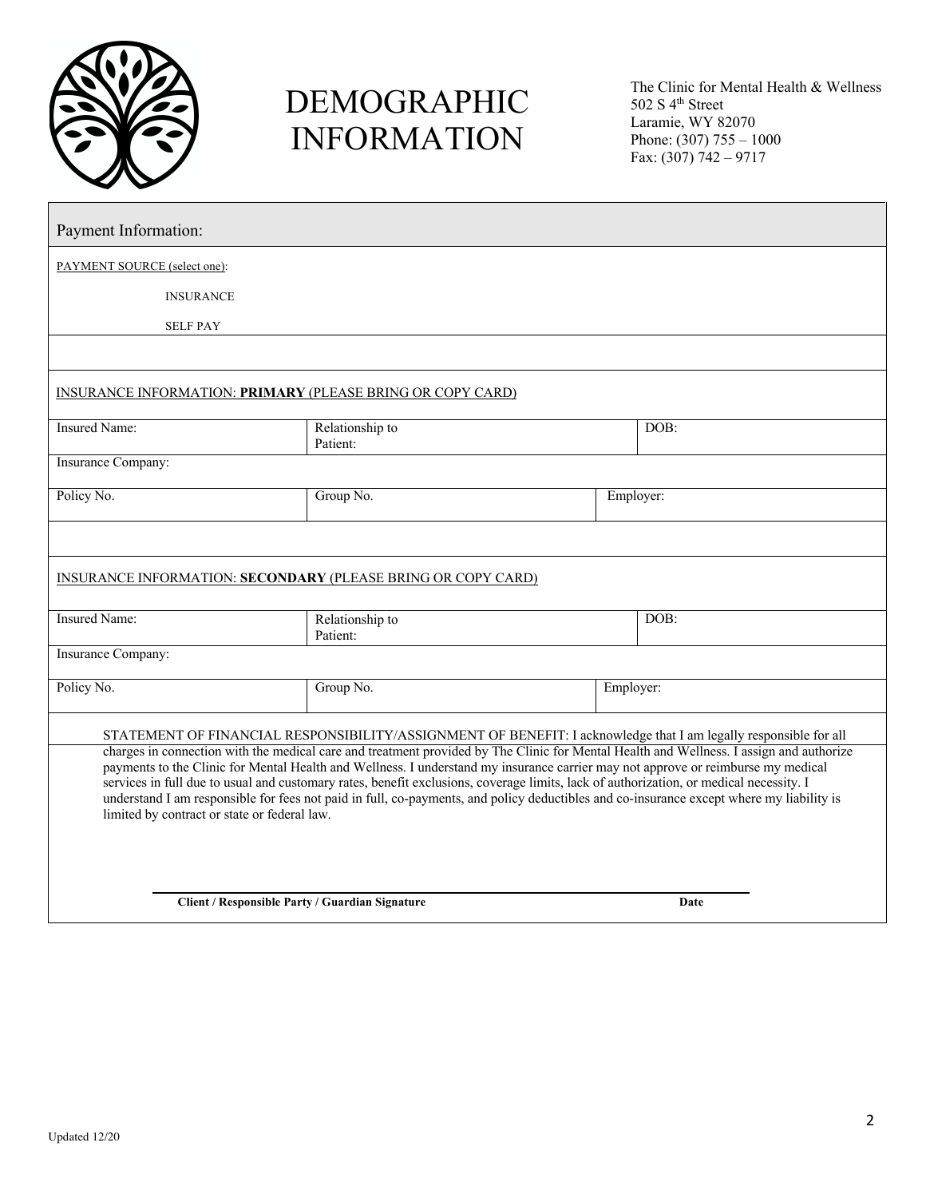# DEMOGRAPHIC INFORMATION

The Clinic for Mental Health & Wellness
502 S 4th Street
Laramie, WY 82070
Phone: (307) 755 – 1000
Fax: (307) 742 – 9717

## Payment Information:

PAYMENT SOURCE (select one):

INSURANCE

SELF PAY

INSURANCE INFORMATION: **PRIMARY** (PLEASE BRING OR COPY CARD)

| | | |
|---|---|---|
| Insured Name: | Relationship to Patient: | DOB: |
| Insurance Company: | | |
| Policy No. | Group No. | Employer: |

INSURANCE INFORMATION: **SECONDARY** (PLEASE BRING OR COPY CARD)

| | | |
|---|---|---|
| Insured Name: | Relationship to Patient: | DOB: |
| Insurance Company: | | |
| Policy No. | Group No. | Employer: |

STATEMENT OF FINANCIAL RESPONSIBILITY/ASSIGNMENT OF BENEFIT: I acknowledge that I am legally responsible for all charges in connection with the medical care and treatment provided by The Clinic for Mental Health and Wellness. I assign and authorize payments to the Clinic for Mental Health and Wellness. I understand my insurance carrier may not approve or reimburse my medical services in full due to usual and customary rates, benefit exclusions, coverage limits, lack of authorization, or medical necessity. I understand I am responsible for fees not paid in full, co-payments, and policy deductibles and co-insurance except where my liability is limited by contract or state or federal law.

**Client / Responsible Party / Guardian Signature** **Date**

Updated 12/20